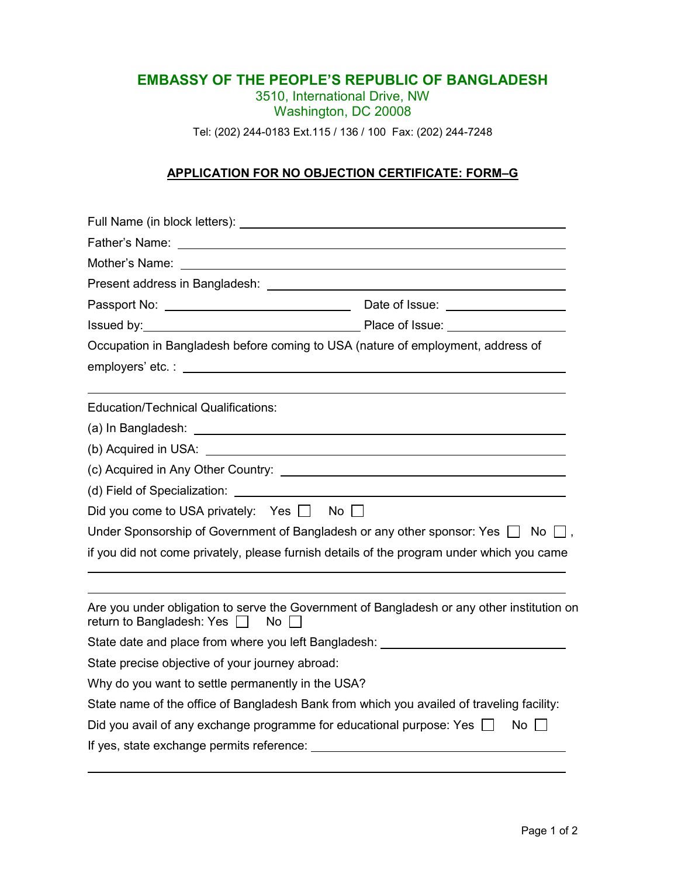# EMBASSY OF THE PEOPLE'S REPUBLIC OF BANGLADESH

3510, International Drive, NW
Washington, DC 20008

Tel: (202) 244-0183 Ext.115 / 136 / 100 Fax: (202) 244-7248

## APPLICATION FOR NO OBJECTION CERTIFICATE: FORM–G

Full Name (in block letters): ______________________________

Father's Name: ______________________________

Mother's Name: ______________________________

Present address in Bangladesh: ______________________________

Passport No: ______________________ Date of Issue: ______________

Issued by: ______________________ Place of Issue: ______________

Occupation in Bangladesh before coming to USA (nature of employment, address of employers' etc. : ______________________________

______________________________

Education/Technical Qualifications:

(a) In Bangladesh: ______________________________

(b) Acquired in USA: ______________________________

(c) Acquired in Any Other Country: ______________________________

(d) Field of Specialization: ______________________________

Did you come to USA privately: Yes ☐ No ☐

Under Sponsorship of Government of Bangladesh or any other sponsor: Yes ☐ No ☐, if you did not come privately, please furnish details of the program under which you came

______________________________

______________________________

Are you under obligation to serve the Government of Bangladesh or any other institution on return to Bangladesh: Yes ☐ No ☐

State date and place from where you left Bangladesh: ______________________________

State precise objective of your journey abroad:

Why do you want to settle permanently in the USA?

State name of the office of Bangladesh Bank from which you availed of traveling facility:

Did you avail of any exchange programme for educational purpose: Yes ☐ No ☐

If yes, state exchange permits reference: ______________________________

______________________________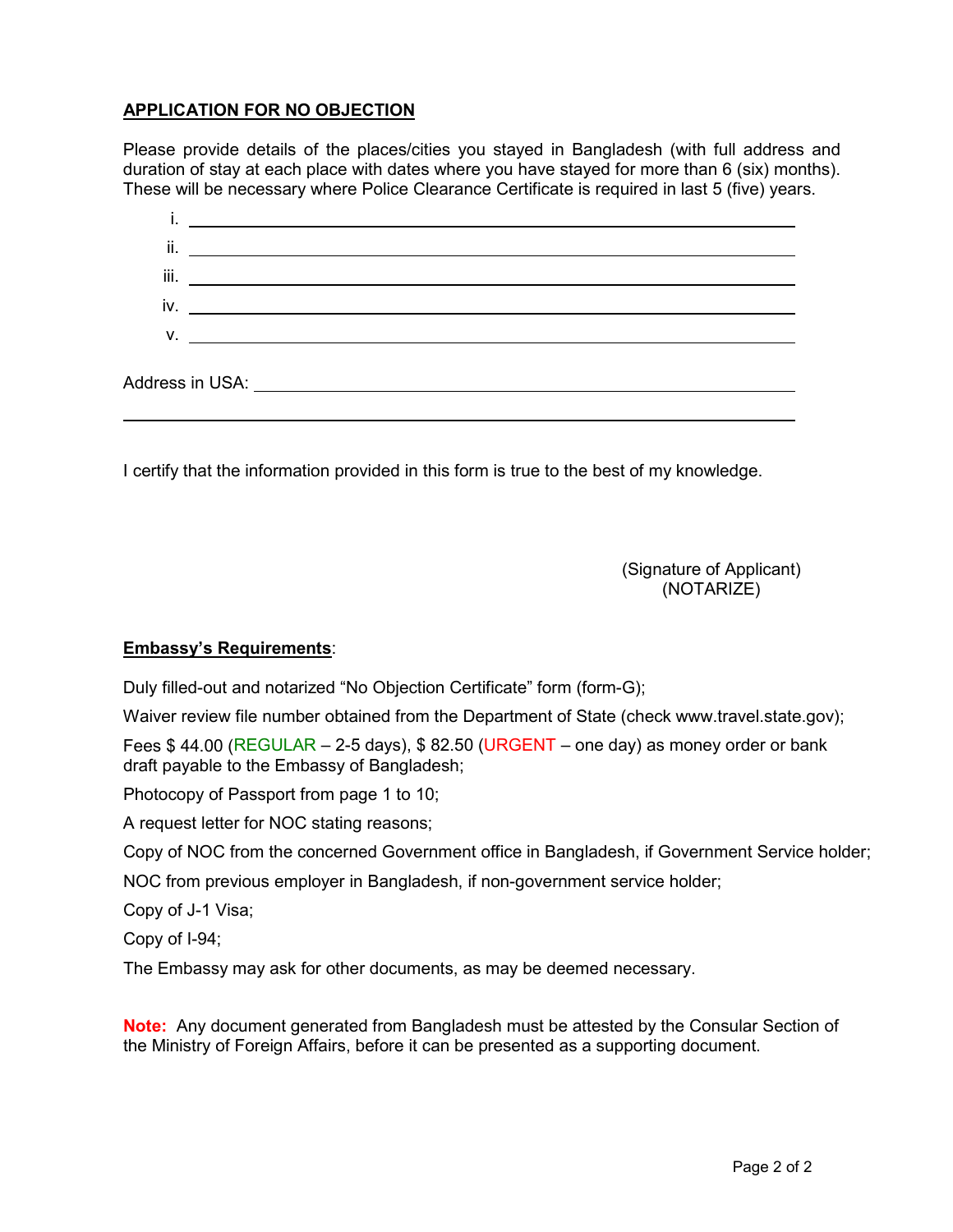## APPLICATION FOR NO OBJECTION

Please provide details of the places/cities you stayed in Bangladesh (with full address and duration of stay at each place with dates where you have stayed for more than 6 (six) months). These will be necessary where Police Clearance Certificate is required in last 5 (five) years.

i. ______________________________________________

ii. ______________________________________________

iii. ______________________________________________

iv. ______________________________________________

v. ______________________________________________

Address in USA: ______________________________________________

______________________________________________

I certify that the information provided in this form is true to the best of my knowledge.

(Signature of Applicant)
(NOTARIZE)

**Embassy's Requirements**:

Duly filled-out and notarized "No Objection Certificate" form (form-G);

Waiver review file number obtained from the Department of State (check www.travel.state.gov);

Fees $ 44.00 (REGULAR – 2-5 days), $ 82.50 (URGENT – one day) as money order or bank draft payable to the Embassy of Bangladesh;

Photocopy of Passport from page 1 to 10;

A request letter for NOC stating reasons;

Copy of NOC from the concerned Government office in Bangladesh, if Government Service holder;

NOC from previous employer in Bangladesh, if non-government service holder;

Copy of J-1 Visa;

Copy of I-94;

The Embassy may ask for other documents, as may be deemed necessary.

**Note:** Any document generated from Bangladesh must be attested by the Consular Section of the Ministry of Foreign Affairs, before it can be presented as a supporting document.